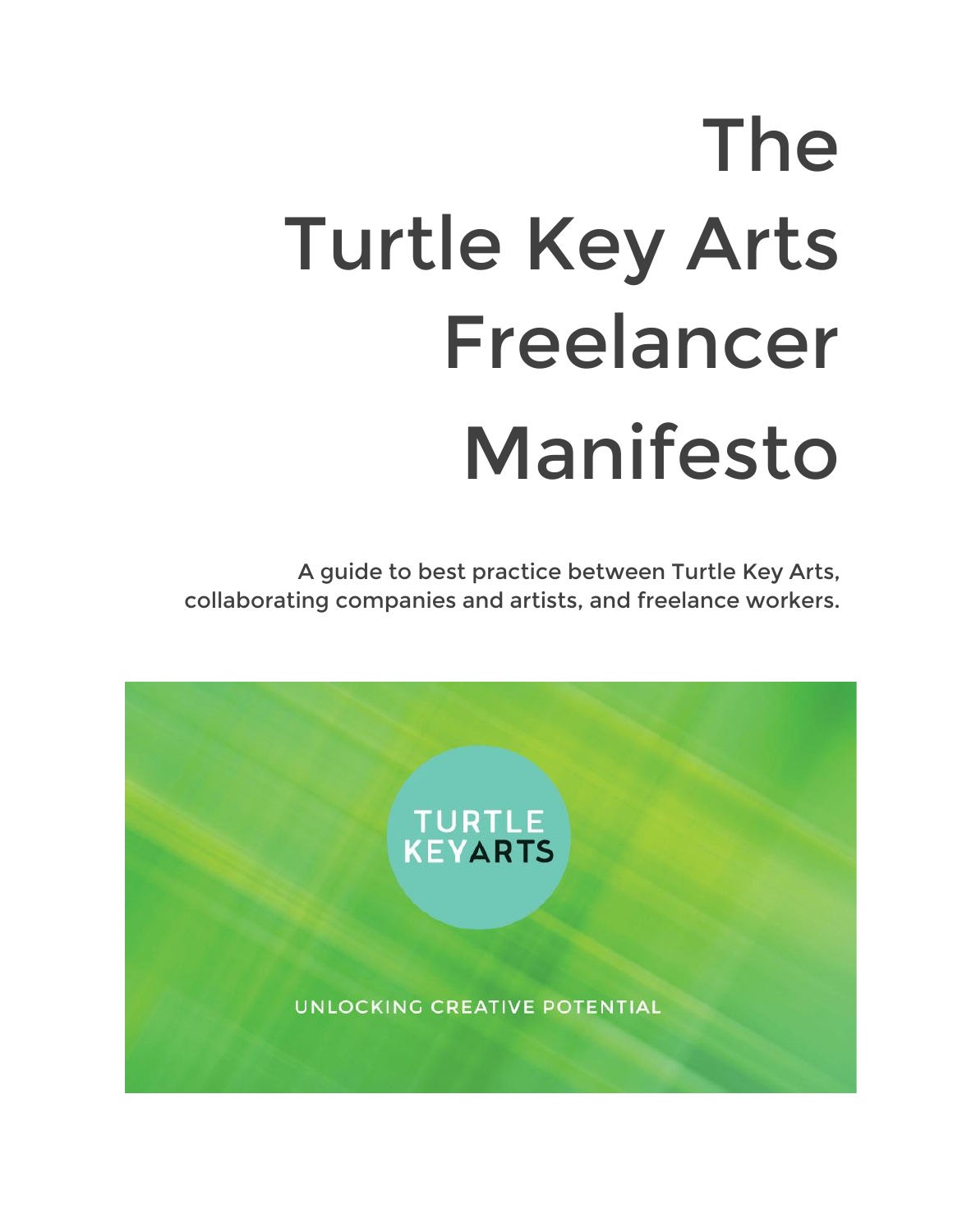# The Turtle Key Arts Freelancer Manifesto

A guide to best practice between Turtle Key Arts, collaborating companies and artists, and freelance workers.

TURTLE KEY ARTS

UNLOCKING CREATIVE POTENTIAL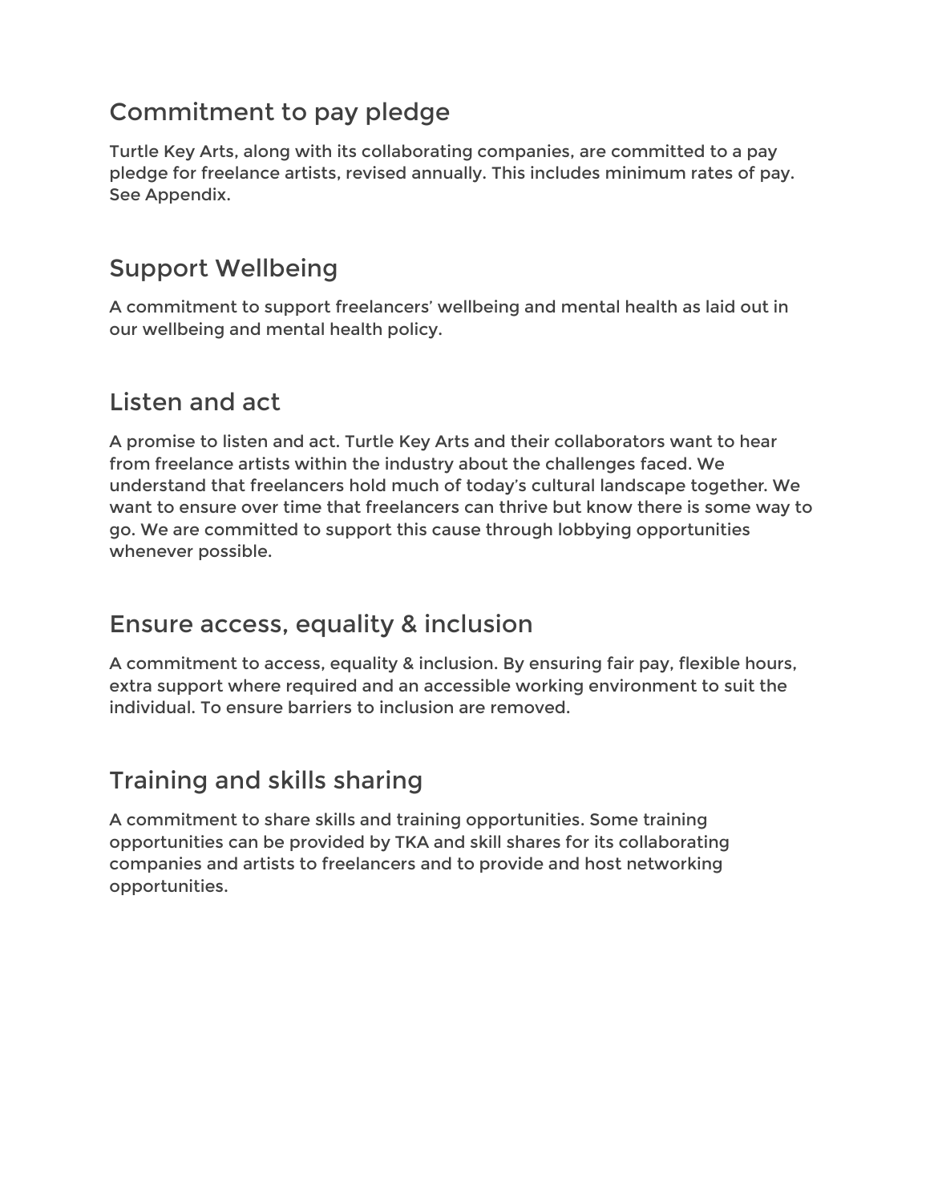## Commitment to pay pledge

Turtle Key Arts, along with its collaborating companies, are committed to a pay pledge for freelance artists, revised annually. This includes minimum rates of pay. See Appendix.

## Support Wellbeing

A commitment to support freelancers' wellbeing and mental health as laid out in our wellbeing and mental health policy.

## Listen and act

A promise to listen and act. Turtle Key Arts and their collaborators want to hear from freelance artists within the industry about the challenges faced. We understand that freelancers hold much of today's cultural landscape together. We want to ensure over time that freelancers can thrive but know there is some way to go. We are committed to support this cause through lobbying opportunities whenever possible.

## Ensure access, equality & inclusion

A commitment to access, equality & inclusion. By ensuring fair pay, flexible hours, extra support where required and an accessible working environment to suit the individual. To ensure barriers to inclusion are removed.

## Training and skills sharing

A commitment to share skills and training opportunities. Some training opportunities can be provided by TKA and skill shares for its collaborating companies and artists to freelancers and to provide and host networking opportunities.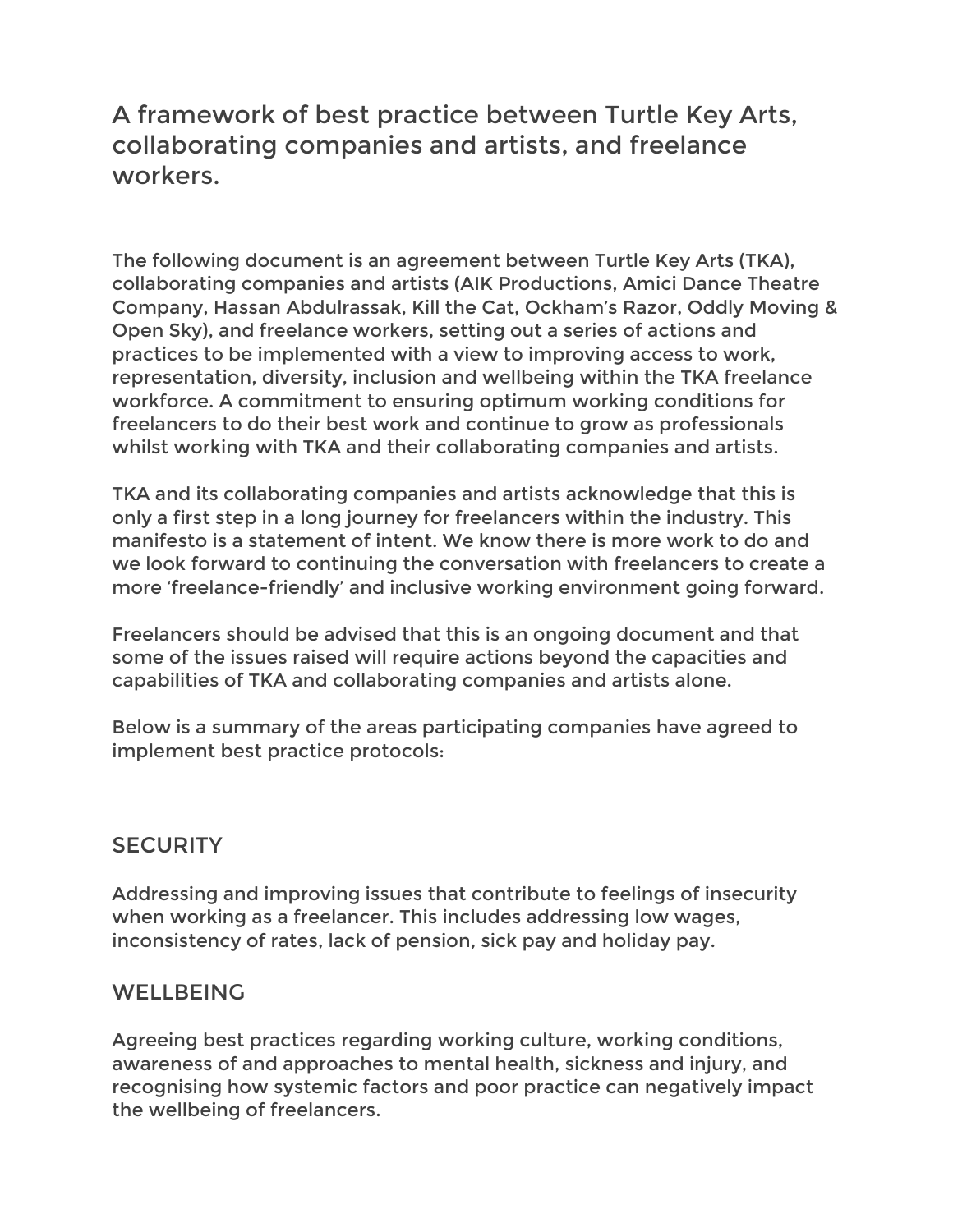# A framework of best practice between Turtle Key Arts, collaborating companies and artists, and freelance workers.

The following document is an agreement between Turtle Key Arts (TKA), collaborating companies and artists (AIK Productions, Amici Dance Theatre Company, Hassan Abdulrassak, Kill the Cat, Ockham's Razor, Oddly Moving & Open Sky), and freelance workers, setting out a series of actions and practices to be implemented with a view to improving access to work, representation, diversity, inclusion and wellbeing within the TKA freelance workforce. A commitment to ensuring optimum working conditions for freelancers to do their best work and continue to grow as professionals whilst working with TKA and their collaborating companies and artists.

TKA and its collaborating companies and artists acknowledge that this is only a first step in a long journey for freelancers within the industry. This manifesto is a statement of intent. We know there is more work to do and we look forward to continuing the conversation with freelancers to create a more 'freelance-friendly' and inclusive working environment going forward.

Freelancers should be advised that this is an ongoing document and that some of the issues raised will require actions beyond the capacities and capabilities of TKA and collaborating companies and artists alone.

Below is a summary of the areas participating companies have agreed to implement best practice protocols:

## SECURITY

Addressing and improving issues that contribute to feelings of insecurity when working as a freelancer. This includes addressing low wages, inconsistency of rates, lack of pension, sick pay and holiday pay.

## WELLBEING

Agreeing best practices regarding working culture, working conditions, awareness of and approaches to mental health, sickness and injury, and recognising how systemic factors and poor practice can negatively impact the wellbeing of freelancers.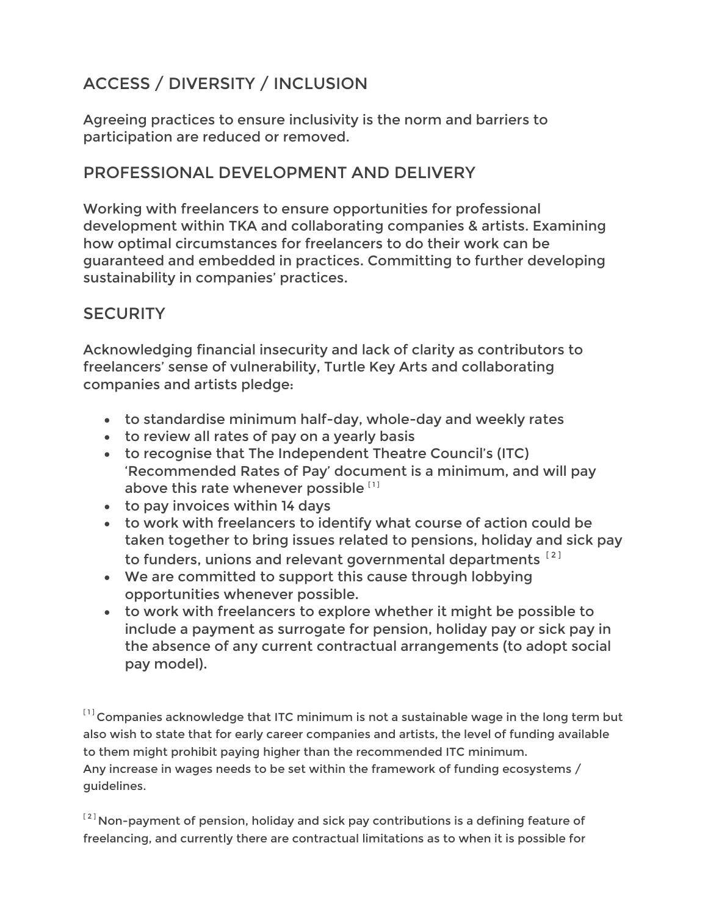## ACCESS / DIVERSITY / INCLUSION

Agreeing practices to ensure inclusivity is the norm and barriers to participation are reduced or removed.

## PROFESSIONAL DEVELOPMENT AND DELIVERY

Working with freelancers to ensure opportunities for professional development within TKA and collaborating companies & artists. Examining how optimal circumstances for freelancers to do their work can be guaranteed and embedded in practices. Committing to further developing sustainability in companies' practices.

## SECURITY

Acknowledging financial insecurity and lack of clarity as contributors to freelancers' sense of vulnerability, Turtle Key Arts and collaborating companies and artists pledge:

- to standardise minimum half-day, whole-day and weekly rates
- to review all rates of pay on a yearly basis
- to recognise that The Independent Theatre Council's (ITC) 'Recommended Rates of Pay' document is a minimum, and will pay above this rate whenever possible [1]
- to pay invoices within 14 days
- to work with freelancers to identify what course of action could be taken together to bring issues related to pensions, holiday and sick pay to funders, unions and relevant governmental departments [2]
- We are committed to support this cause through lobbying opportunities whenever possible.
- to work with freelancers to explore whether it might be possible to include a payment as surrogate for pension, holiday pay or sick pay in the absence of any current contractual arrangements (to adopt social pay model).

[1] Companies acknowledge that ITC minimum is not a sustainable wage in the long term but also wish to state that for early career companies and artists, the level of funding available to them might prohibit paying higher than the recommended ITC minimum.
Any increase in wages needs to be set within the framework of funding ecosystems / guidelines.

[2] Non-payment of pension, holiday and sick pay contributions is a defining feature of freelancing, and currently there are contractual limitations as to when it is possible for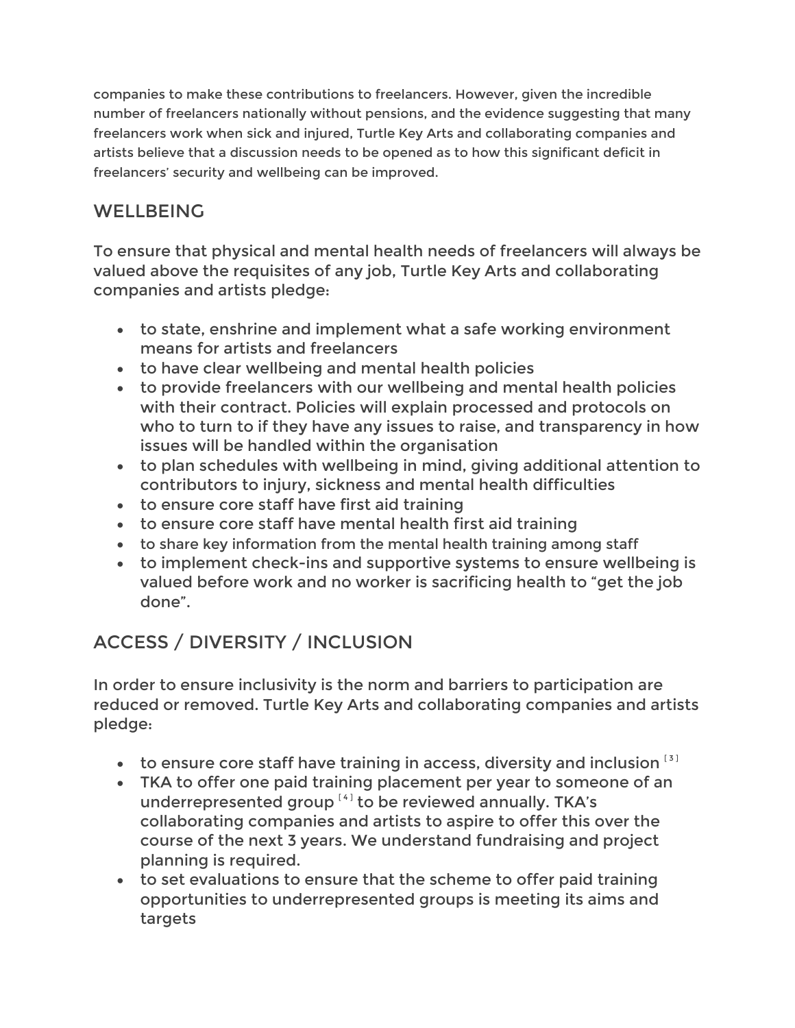companies to make these contributions to freelancers. However, given the incredible number of freelancers nationally without pensions, and the evidence suggesting that many freelancers work when sick and injured, Turtle Key Arts and collaborating companies and artists believe that a discussion needs to be opened as to how this significant deficit in freelancers' security and wellbeing can be improved.

## WELLBEING

To ensure that physical and mental health needs of freelancers will always be valued above the requisites of any job, Turtle Key Arts and collaborating companies and artists pledge:

- to state, enshrine and implement what a safe working environment means for artists and freelancers
- to have clear wellbeing and mental health policies
- to provide freelancers with our wellbeing and mental health policies with their contract. Policies will explain processed and protocols on who to turn to if they have any issues to raise, and transparency in how issues will be handled within the organisation
- to plan schedules with wellbeing in mind, giving additional attention to contributors to injury, sickness and mental health difficulties
- to ensure core staff have first aid training
- to ensure core staff have mental health first aid training
- to share key information from the mental health training among staff
- to implement check-ins and supportive systems to ensure wellbeing is valued before work and no worker is sacrificing health to "get the job done".

## ACCESS / DIVERSITY / INCLUSION

In order to ensure inclusivity is the norm and barriers to participation are reduced or removed. Turtle Key Arts and collaborating companies and artists pledge:

- to ensure core staff have training in access, diversity and inclusion [3]
- TKA to offer one paid training placement per year to someone of an underrepresented group [4] to be reviewed annually. TKA's collaborating companies and artists to aspire to offer this over the course of the next 3 years. We understand fundraising and project planning is required.
- to set evaluations to ensure that the scheme to offer paid training opportunities to underrepresented groups is meeting its aims and targets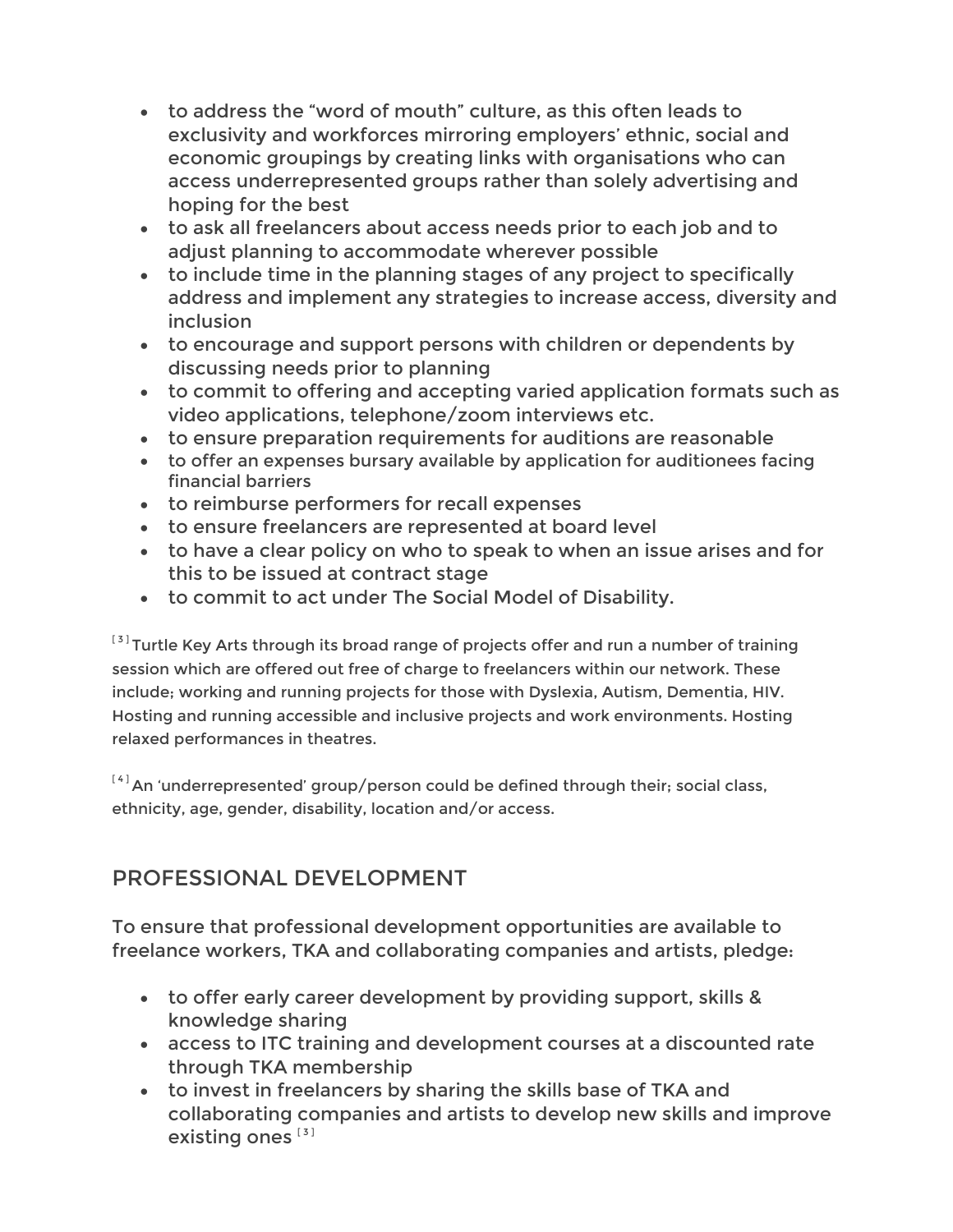- to address the "word of mouth" culture, as this often leads to exclusivity and workforces mirroring employers' ethnic, social and economic groupings by creating links with organisations who can access underrepresented groups rather than solely advertising and hoping for the best
- to ask all freelancers about access needs prior to each job and to adjust planning to accommodate wherever possible
- to include time in the planning stages of any project to specifically address and implement any strategies to increase access, diversity and inclusion
- to encourage and support persons with children or dependents by discussing needs prior to planning
- to commit to offering and accepting varied application formats such as video applications, telephone/zoom interviews etc.
- to ensure preparation requirements for auditions are reasonable
- to offer an expenses bursary available by application for auditionees facing financial barriers
- to reimburse performers for recall expenses
- to ensure freelancers are represented at board level
- to have a clear policy on who to speak to when an issue arises and for this to be issued at contract stage
- to commit to act under The Social Model of Disability.

[3] Turtle Key Arts through its broad range of projects offer and run a number of training session which are offered out free of charge to freelancers within our network. These include; working and running projects for those with Dyslexia, Autism, Dementia, HIV. Hosting and running accessible and inclusive projects and work environments. Hosting relaxed performances in theatres.

[4] An 'underrepresented' group/person could be defined through their; social class, ethnicity, age, gender, disability, location and/or access.

## PROFESSIONAL DEVELOPMENT

To ensure that professional development opportunities are available to freelance workers, TKA and collaborating companies and artists, pledge:

- to offer early career development by providing support, skills & knowledge sharing
- access to ITC training and development courses at a discounted rate through TKA membership
- to invest in freelancers by sharing the skills base of TKA and collaborating companies and artists to develop new skills and improve existing ones [3]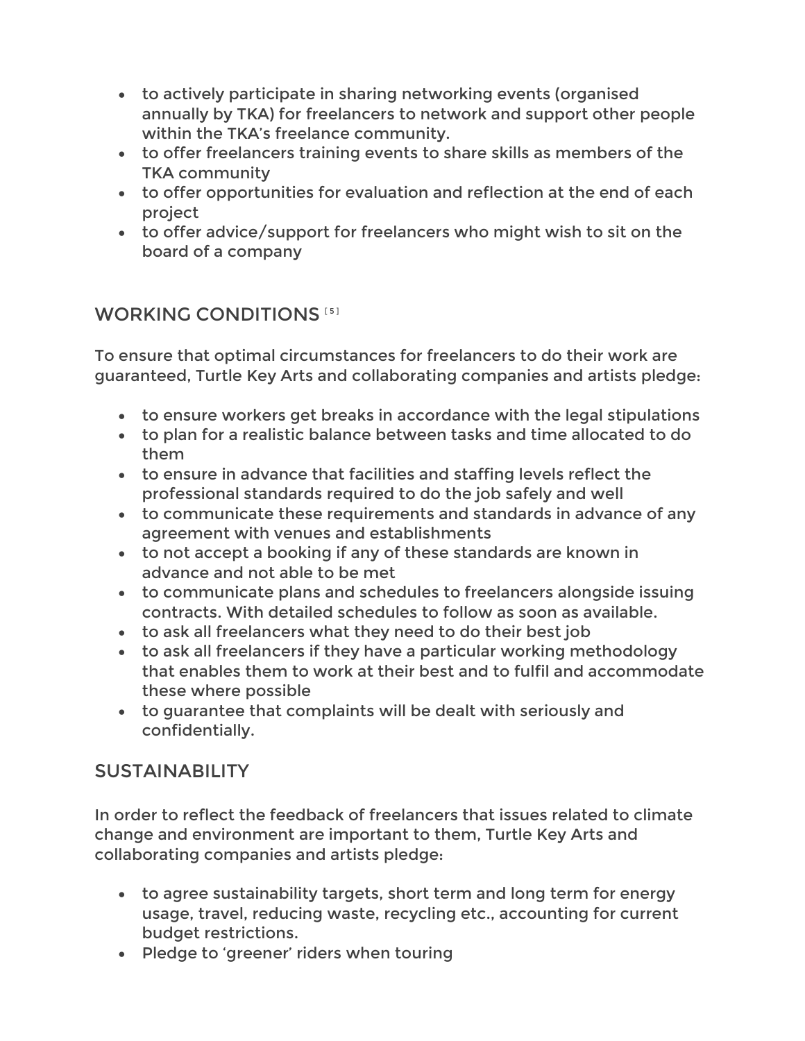- to actively participate in sharing networking events (organised annually by TKA) for freelancers to network and support other people within the TKA's freelance community.
- to offer freelancers training events to share skills as members of the TKA community
- to offer opportunities for evaluation and reflection at the end of each project
- to offer advice/support for freelancers who might wish to sit on the board of a company

## WORKING CONDITIONS [5]

To ensure that optimal circumstances for freelancers to do their work are guaranteed, Turtle Key Arts and collaborating companies and artists pledge:

- to ensure workers get breaks in accordance with the legal stipulations
- to plan for a realistic balance between tasks and time allocated to do them
- to ensure in advance that facilities and staffing levels reflect the professional standards required to do the job safely and well
- to communicate these requirements and standards in advance of any agreement with venues and establishments
- to not accept a booking if any of these standards are known in advance and not able to be met
- to communicate plans and schedules to freelancers alongside issuing contracts. With detailed schedules to follow as soon as available.
- to ask all freelancers what they need to do their best job
- to ask all freelancers if they have a particular working methodology that enables them to work at their best and to fulfil and accommodate these where possible
- to guarantee that complaints will be dealt with seriously and confidentially.

## SUSTAINABILITY

In order to reflect the feedback of freelancers that issues related to climate change and environment are important to them, Turtle Key Arts and collaborating companies and artists pledge:

- to agree sustainability targets, short term and long term for energy usage, travel, reducing waste, recycling etc., accounting for current budget restrictions.
- Pledge to 'greener' riders when touring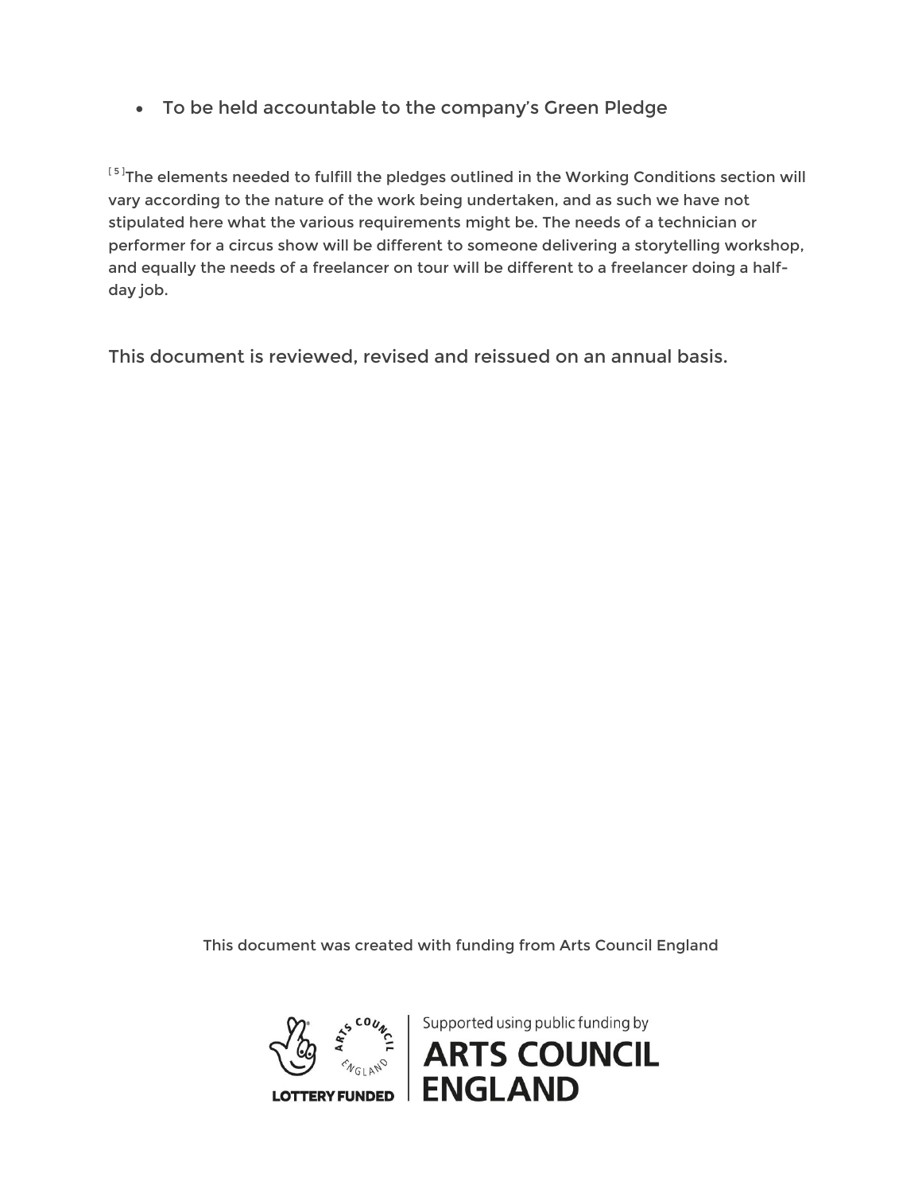- To be held accountable to the company's Green Pledge

[5]The elements needed to fulfill the pledges outlined in the Working Conditions section will vary according to the nature of the work being undertaken, and as such we have not stipulated here what the various requirements might be. The needs of a technician or performer for a circus show will be different to someone delivering a storytelling workshop, and equally the needs of a freelancer on tour will be different to a freelancer doing a half-day job.

This document is reviewed, revised and reissued on an annual basis.

This document was created with funding from Arts Council England

LOTTERY FUNDED | Supported using public funding by ARTS COUNCIL ENGLAND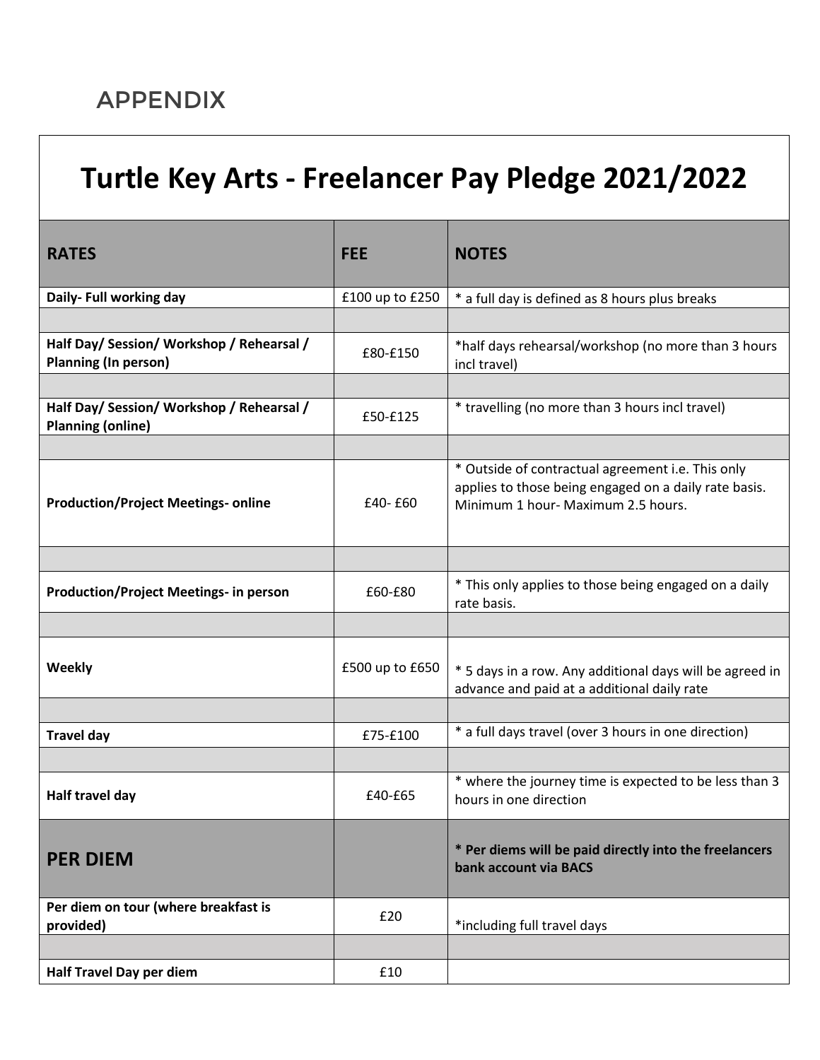## APPENDIX

# Turtle Key Arts - Freelancer Pay Pledge 2021/2022

| RATES | FEE | NOTES |
|---|---|---|
| **Daily- Full working day** | £100 up to £250 | * a full day is defined as 8 hours plus breaks |
| | | |
| **Half Day/ Session/ Workshop / Rehearsal / Planning (In person)** | £80-£150 | *half days rehearsal/workshop (no more than 3 hours incl travel) |
| | | |
| **Half Day/ Session/ Workshop / Rehearsal / Planning (online)** | £50-£125 | * travelling (no more than 3 hours incl travel) |
| | | |
| **Production/Project Meetings- online** | £40- £60 | * Outside of contractual agreement i.e. This only applies to those being engaged on a daily rate basis. Minimum 1 hour- Maximum 2.5 hours. |
| | | |
| **Production/Project Meetings- in person** | £60-£80 | * This only applies to those being engaged on a daily rate basis. |
| | | |
| **Weekly** | £500 up to £650 | * 5 days in a row. Any additional days will be agreed in advance and paid at a additional daily rate |
| | | |
| **Travel day** | £75-£100 | * a full days travel (over 3 hours in one direction) |
| | | |
| **Half travel day** | £40-£65 | * where the journey time is expected to be less than 3 hours in one direction |
| **PER DIEM** | | **\* Per diems will be paid directly into the freelancers bank account via BACS** |
| **Per diem on tour (where breakfast is provided)** | £20 | *including full travel days |
| | | |
| **Half Travel Day per diem** | £10 | |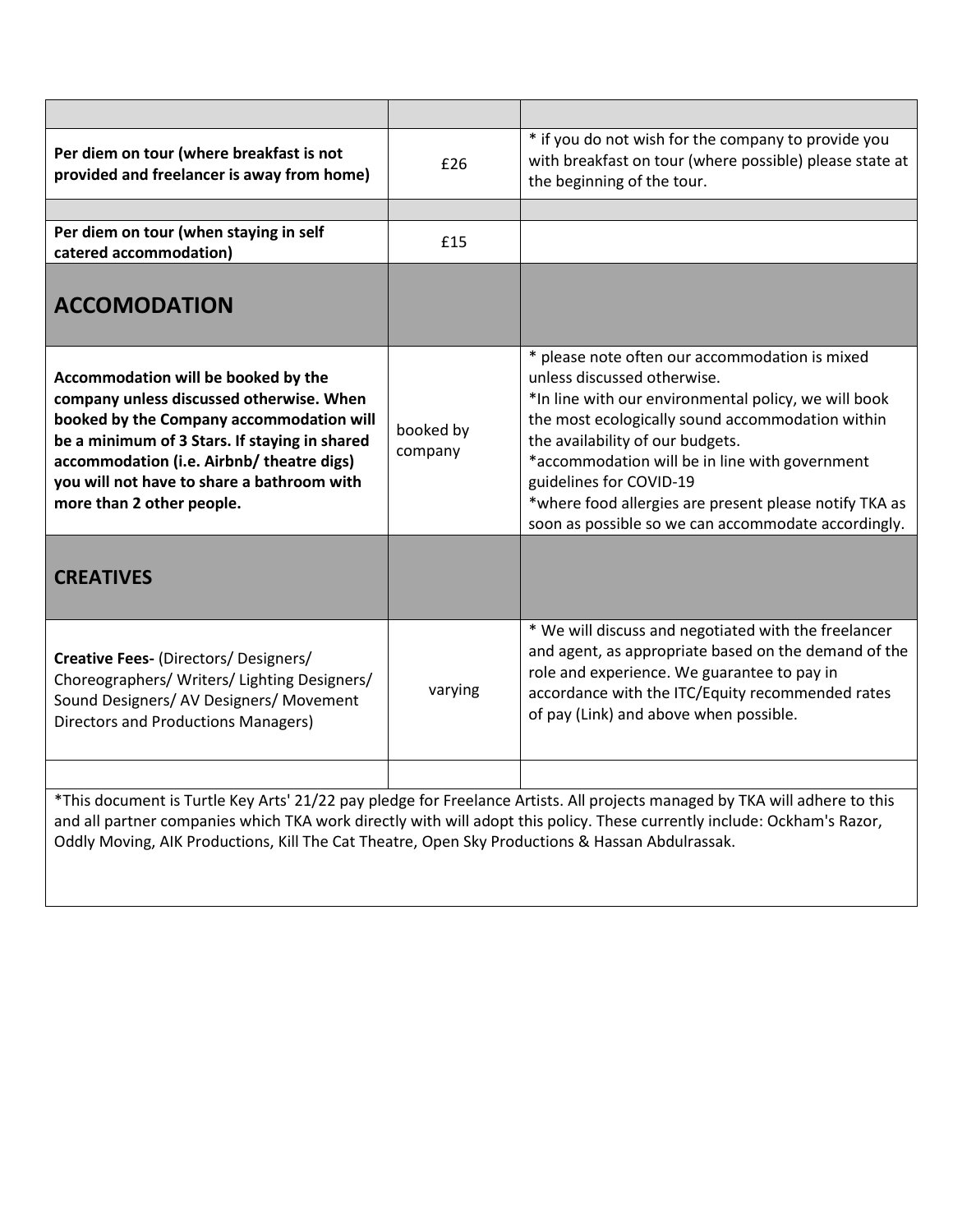| | | |
|---|---|---|
| | | |
| **Per diem on tour (where breakfast is not provided and freelancer is away from home)** | £26 | * if you do not wish for the company to provide you with breakfast on tour (where possible) please state at the beginning of the tour. |
| | | |
| **Per diem on tour (when staying in self catered accommodation)** | £15 | |
| **ACCOMODATION** | | |
| **Accommodation will be booked by the company unless discussed otherwise. When booked by the Company accommodation will be a minimum of 3 Stars. If staying in shared accommodation (i.e. Airbnb/ theatre digs) you will not have to share a bathroom with more than 2 other people.** | booked by company | * please note often our accommodation is mixed unless discussed otherwise.<br>*In line with our environmental policy, we will book the most ecologically sound accommodation within the availability of our budgets.<br>*accommodation will be in line with government guidelines for COVID-19<br>*where food allergies are present please notify TKA as soon as possible so we can accommodate accordingly. |
| **CREATIVES** | | |
| **Creative Fees-** (Directors/ Designers/ Choreographers/ Writers/ Lighting Designers/ Sound Designers/ AV Designers/ Movement Directors and Productions Managers) | varying | * We will discuss and negotiated with the freelancer and agent, as appropriate based on the demand of the role and experience. We guarantee to pay in accordance with the ITC/Equity recommended rates of pay (Link) and above when possible. |
| | | |

*This document is Turtle Key Arts' 21/22 pay pledge for Freelance Artists. All projects managed by TKA will adhere to this and all partner companies which TKA work directly with will adopt this policy. These currently include: Ockham's Razor, Oddly Moving, AIK Productions, Kill The Cat Theatre, Open Sky Productions & Hassan Abdulrassak.